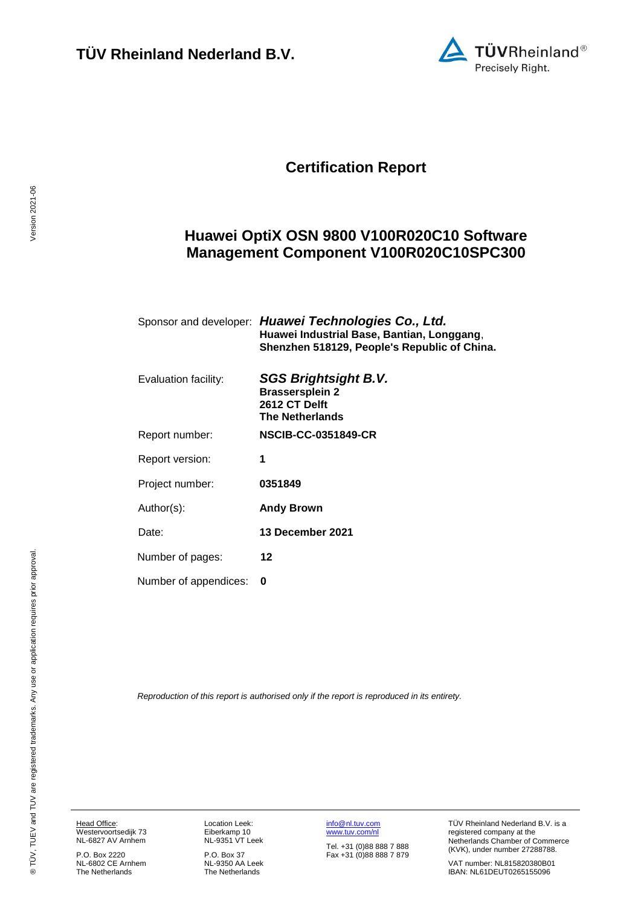**TÜV Rheinland Nederland B.V.**

# Certification Report

## Huawei OptiX OSN 9800 V100R020C10 Software Management Component V100R020C10SPC300

| | |
|---|---|
| Sponsor and developer: | ***Huawei Technologies Co., Ltd.*** **Huawei Industrial Base, Bantian, Longgang, Shenzhen 518129, People's Republic of China.** |
| Evaluation facility: | ***SGS Brightsight B.V.*** **Brassersplein 2** **2612 CT Delft** **The Netherlands** |
| Report number: | **NSCIB-CC-0351849-CR** |
| Report version: | **1** |
| Project number: | **0351849** |
| Author(s): | **Andy Brown** |
| Date: | **13 December 2021** |
| Number of pages: | **12** |
| Number of appendices: | **0** |

*Reproduction of this report is authorised only if the report is reproduced in its entirety.*

Head Office:
Westervoortsedijk 73
NL-6827 AV Arnhem

P.O. Box 2220
NL-6802 CE Arnhem
The Netherlands

Location Leek:
Eiberkamp 10
NL-9351 VT Leek

P.O. Box 37
NL-9350 AA Leek
The Netherlands

info@nl.tuv.com
www.tuv.com/nl

Tel. +31 (0)88 888 7 888
Fax +31 (0)88 888 7 879

TÜV Rheinland Nederland B.V. is a registered company at the Netherlands Chamber of Commerce (KVK), under number 27288788.

VAT number: NL815820380B01
IBAN: NL61DEUT0265155096

® TÜV, TUEV and TUV are registered trademarks. Any use or application requires prior approval.

Version 2021-06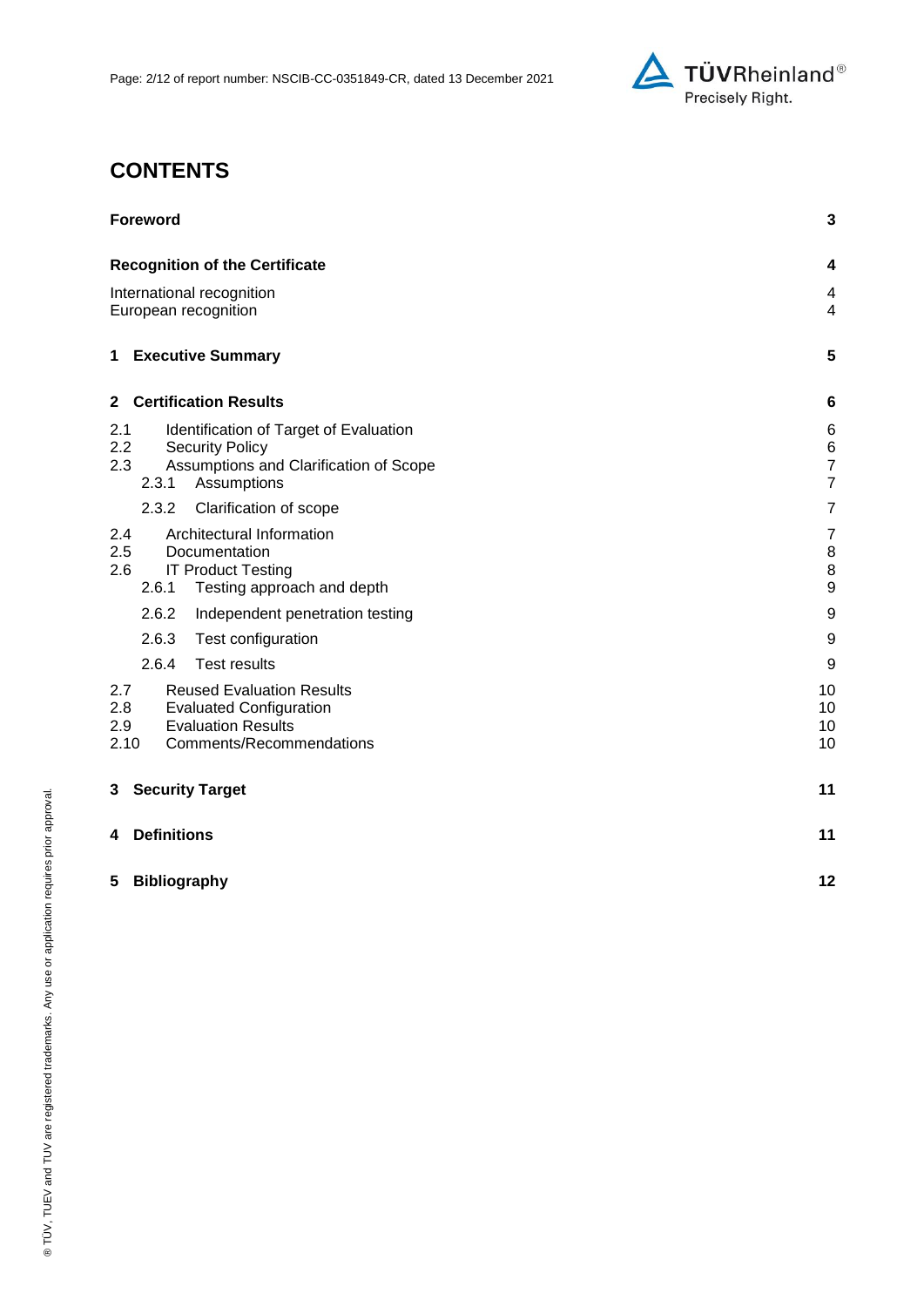# CONTENTS

| | |
|---|---|
| **Foreword** | **3** |
| **Recognition of the Certificate** | **4** |
| International recognition | 4 |
| European recognition | 4 |
| **1 Executive Summary** | **5** |
| **2 Certification Results** | **6** |
| 2.1 Identification of Target of Evaluation | 6 |
| 2.2 Security Policy | 6 |
| 2.3 Assumptions and Clarification of Scope | 7 |
| 2.3.1 Assumptions | 7 |
| 2.3.2 Clarification of scope | 7 |
| 2.4 Architectural Information | 7 |
| 2.5 Documentation | 8 |
| 2.6 IT Product Testing | 8 |
| 2.6.1 Testing approach and depth | 9 |
| 2.6.2 Independent penetration testing | 9 |
| 2.6.3 Test configuration | 9 |
| 2.6.4 Test results | 9 |
| 2.7 Reused Evaluation Results | 10 |
| 2.8 Evaluated Configuration | 10 |
| 2.9 Evaluation Results | 10 |
| 2.10 Comments/Recommendations | 10 |
| **3 Security Target** | **11** |
| **4 Definitions** | **11** |
| **5 Bibliography** | **12** |

® TÜV, TUEV and TUV are registered trademarks. Any use or application requires prior approval.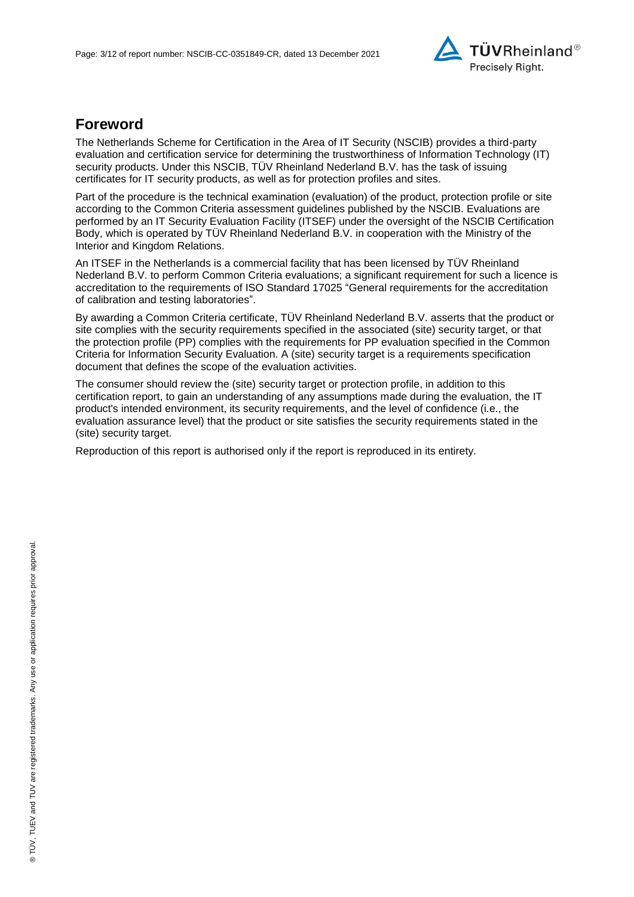## Foreword

The Netherlands Scheme for Certification in the Area of IT Security (NSCIB) provides a third-party evaluation and certification service for determining the trustworthiness of Information Technology (IT) security products. Under this NSCIB, TÜV Rheinland Nederland B.V. has the task of issuing certificates for IT security products, as well as for protection profiles and sites.

Part of the procedure is the technical examination (evaluation) of the product, protection profile or site according to the Common Criteria assessment guidelines published by the NSCIB. Evaluations are performed by an IT Security Evaluation Facility (ITSEF) under the oversight of the NSCIB Certification Body, which is operated by TÜV Rheinland Nederland B.V. in cooperation with the Ministry of the Interior and Kingdom Relations.

An ITSEF in the Netherlands is a commercial facility that has been licensed by TÜV Rheinland Nederland B.V. to perform Common Criteria evaluations; a significant requirement for such a licence is accreditation to the requirements of ISO Standard 17025 "General requirements for the accreditation of calibration and testing laboratories".

By awarding a Common Criteria certificate, TÜV Rheinland Nederland B.V. asserts that the product or site complies with the security requirements specified in the associated (site) security target, or that the protection profile (PP) complies with the requirements for PP evaluation specified in the Common Criteria for Information Security Evaluation. A (site) security target is a requirements specification document that defines the scope of the evaluation activities.

The consumer should review the (site) security target or protection profile, in addition to this certification report, to gain an understanding of any assumptions made during the evaluation, the IT product's intended environment, its security requirements, and the level of confidence (i.e., the evaluation assurance level) that the product or site satisfies the security requirements stated in the (site) security target.

Reproduction of this report is authorised only if the report is reproduced in its entirety.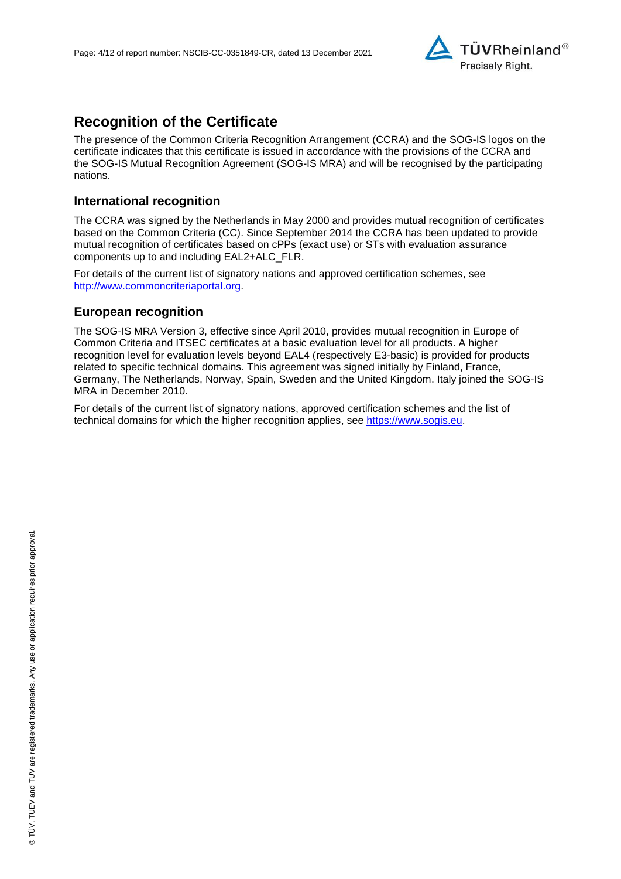## Recognition of the Certificate

The presence of the Common Criteria Recognition Arrangement (CCRA) and the SOG-IS logos on the certificate indicates that this certificate is issued in accordance with the provisions of the CCRA and the SOG-IS Mutual Recognition Agreement (SOG-IS MRA) and will be recognised by the participating nations.

### International recognition

The CCRA was signed by the Netherlands in May 2000 and provides mutual recognition of certificates based on the Common Criteria (CC). Since September 2014 the CCRA has been updated to provide mutual recognition of certificates based on cPPs (exact use) or STs with evaluation assurance components up to and including EAL2+ALC_FLR.

For details of the current list of signatory nations and approved certification schemes, see [http://www.commoncriteriaportal.org](http://www.commoncriteriaportal.org).

### European recognition

The SOG-IS MRA Version 3, effective since April 2010, provides mutual recognition in Europe of Common Criteria and ITSEC certificates at a basic evaluation level for all products. A higher recognition level for evaluation levels beyond EAL4 (respectively E3-basic) is provided for products related to specific technical domains. This agreement was signed initially by Finland, France, Germany, The Netherlands, Norway, Spain, Sweden and the United Kingdom. Italy joined the SOG-IS MRA in December 2010.

For details of the current list of signatory nations, approved certification schemes and the list of technical domains for which the higher recognition applies, see [https://www.sogis.eu](https://www.sogis.eu).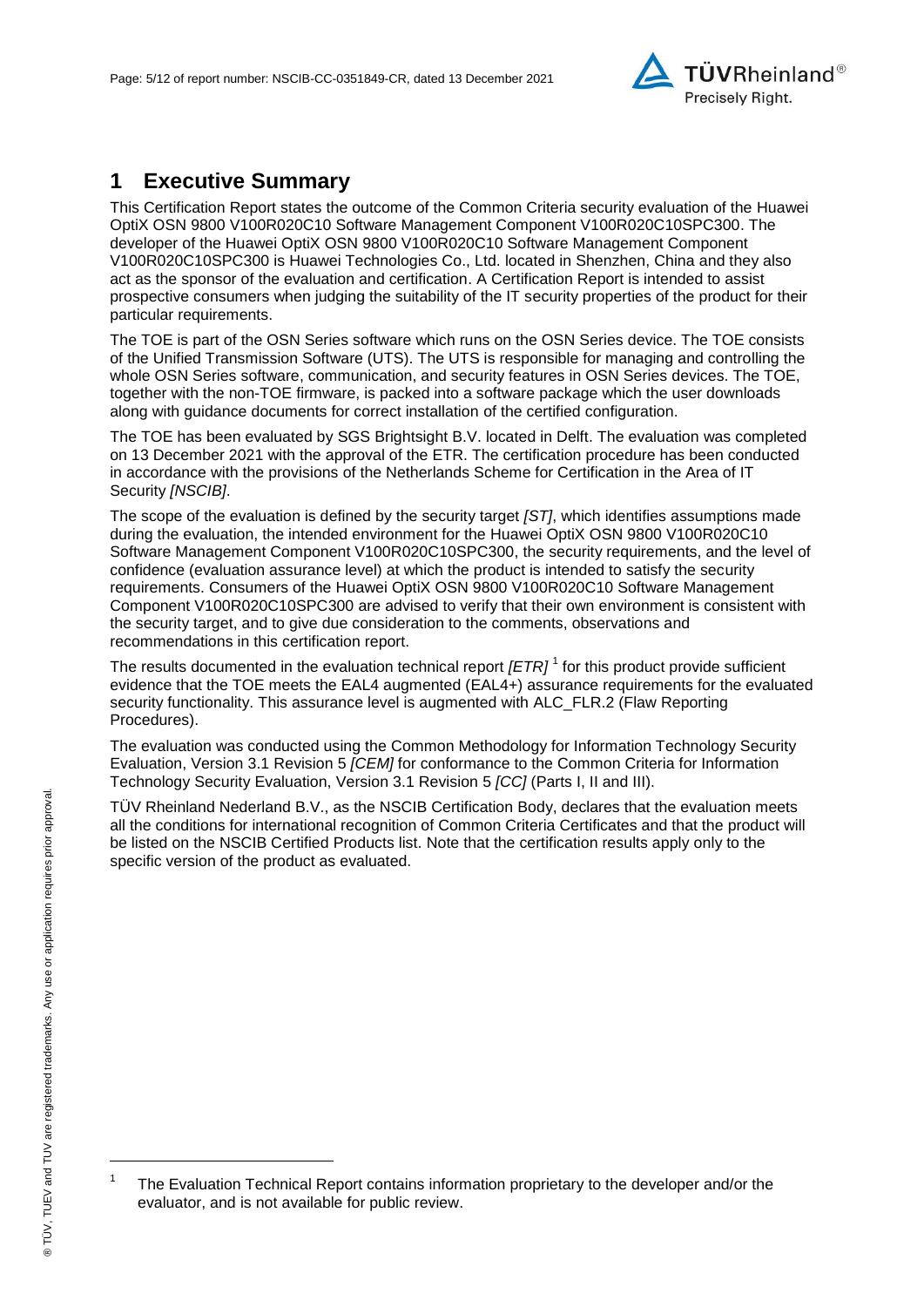# 1 Executive Summary

This Certification Report states the outcome of the Common Criteria security evaluation of the Huawei OptiX OSN 9800 V100R020C10 Software Management Component V100R020C10SPC300. The developer of the Huawei OptiX OSN 9800 V100R020C10 Software Management Component V100R020C10SPC300 is Huawei Technologies Co., Ltd. located in Shenzhen, China and they also act as the sponsor of the evaluation and certification. A Certification Report is intended to assist prospective consumers when judging the suitability of the IT security properties of the product for their particular requirements.

The TOE is part of the OSN Series software which runs on the OSN Series device. The TOE consists of the Unified Transmission Software (UTS). The UTS is responsible for managing and controlling the whole OSN Series software, communication, and security features in OSN Series devices. The TOE, together with the non-TOE firmware, is packed into a software package which the user downloads along with guidance documents for correct installation of the certified configuration.

The TOE has been evaluated by SGS Brightsight B.V. located in Delft. The evaluation was completed on 13 December 2021 with the approval of the ETR. The certification procedure has been conducted in accordance with the provisions of the Netherlands Scheme for Certification in the Area of IT Security *[NSCIB]*.

The scope of the evaluation is defined by the security target *[ST]*, which identifies assumptions made during the evaluation, the intended environment for the Huawei OptiX OSN 9800 V100R020C10 Software Management Component V100R020C10SPC300, the security requirements, and the level of confidence (evaluation assurance level) at which the product is intended to satisfy the security requirements. Consumers of the Huawei OptiX OSN 9800 V100R020C10 Software Management Component V100R020C10SPC300 are advised to verify that their own environment is consistent with the security target, and to give due consideration to the comments, observations and recommendations in this certification report.

The results documented in the evaluation technical report *[ETR]* [1] for this product provide sufficient evidence that the TOE meets the EAL4 augmented (EAL4+) assurance requirements for the evaluated security functionality. This assurance level is augmented with ALC_FLR.2 (Flaw Reporting Procedures).

The evaluation was conducted using the Common Methodology for Information Technology Security Evaluation, Version 3.1 Revision 5 *[CEM]* for conformance to the Common Criteria for Information Technology Security Evaluation, Version 3.1 Revision 5 *[CC]* (Parts I, II and III).

TÜV Rheinland Nederland B.V., as the NSCIB Certification Body, declares that the evaluation meets all the conditions for international recognition of Common Criteria Certificates and that the product will be listed on the NSCIB Certified Products list. Note that the certification results apply only to the specific version of the product as evaluated.

[1] The Evaluation Technical Report contains information proprietary to the developer and/or the evaluator, and is not available for public review.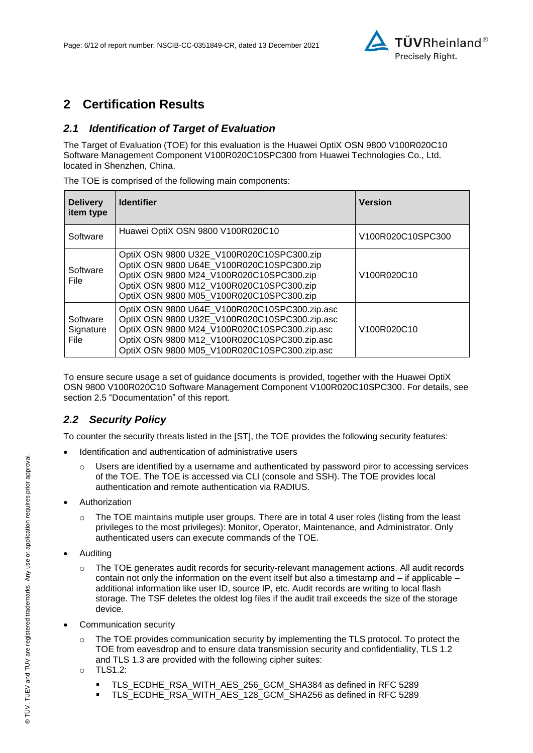# 2 Certification Results

## *2.1 Identification of Target of Evaluation*

The Target of Evaluation (TOE) for this evaluation is the Huawei OptiX OSN 9800 V100R020C10 Software Management Component V100R020C10SPC300 from Huawei Technologies Co., Ltd. located in Shenzhen, China.

The TOE is comprised of the following main components:

| Delivery item type | Identifier | Version |
|---|---|---|
| Software | Huawei OptiX OSN 9800 V100R020C10 | V100R020C10SPC300 |
| Software File | OptiX OSN 9800 U32E_V100R020C10SPC300.zip<br>OptiX OSN 9800 U64E_V100R020C10SPC300.zip<br>OptiX OSN 9800 M24_V100R020C10SPC300.zip<br>OptiX OSN 9800 M12_V100R020C10SPC300.zip<br>OptiX OSN 9800 M05_V100R020C10SPC300.zip | V100R020C10 |
| Software Signature File | OptiX OSN 9800 U64E_V100R020C10SPC300.zip.asc<br>OptiX OSN 9800 U32E_V100R020C10SPC300.zip.asc<br>OptiX OSN 9800 M24_V100R020C10SPC300.zip.asc<br>OptiX OSN 9800 M12_V100R020C10SPC300.zip.asc<br>OptiX OSN 9800 M05_V100R020C10SPC300.zip.asc | V100R020C10 |

To ensure secure usage a set of guidance documents is provided, together with the Huawei OptiX OSN 9800 V100R020C10 Software Management Component V100R020C10SPC300. For details, see section 2.5 "Documentation" of this report.

## *2.2 Security Policy*

To counter the security threats listed in the [ST], the TOE provides the following security features:

- Identification and authentication of administrative users
  - Users are identified by a username and authenticated by password piror to accessing services of the TOE. The TOE is accessed via CLI (console and SSH). The TOE provides local authentication and remote authentication via RADIUS.
- Authorization
  - The TOE maintains mutiple user groups. There are in total 4 user roles (listing from the least privileges to the most privileges): Monitor, Operator, Maintenance, and Administrator. Only authenticated users can execute commands of the TOE.
- Auditing
  - The TOE generates audit records for security-relevant management actions. All audit records contain not only the information on the event itself but also a timestamp and – if applicable – additional information like user ID, source IP, etc. Audit records are writing to local flash storage. The TSF deletes the oldest log files if the audit trail exceeds the size of the storage device.
- Communication security
  - The TOE provides communication security by implementing the TLS protocol. To protect the TOE from eavesdrop and to ensure data transmission security and confidentiality, TLS 1.2 and TLS 1.3 are provided with the following cipher suites:
  - TLS1.2:
    - TLS_ECDHE_RSA_WITH_AES_256_GCM_SHA384 as defined in RFC 5289
    - TLS_ECDHE_RSA_WITH_AES_128_GCM_SHA256 as defined in RFC 5289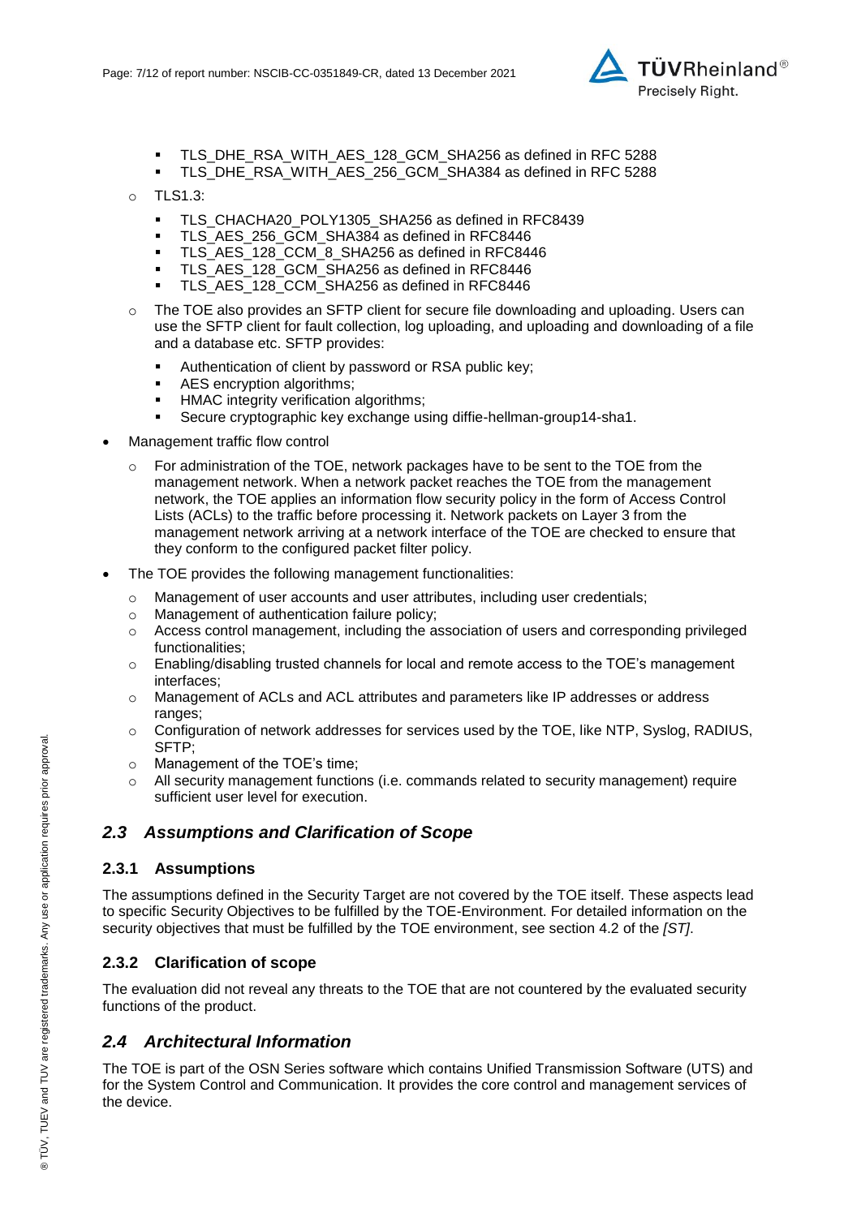- TLS_DHE_RSA_WITH_AES_128_GCM_SHA256 as defined in RFC 5288
    - TLS_DHE_RSA_WITH_AES_256_GCM_SHA384 as defined in RFC 5288
  - TLS1.3:
    - TLS_CHACHA20_POLY1305_SHA256 as defined in RFC8439
    - TLS_AES_256_GCM_SHA384 as defined in RFC8446
    - TLS_AES_128_CCM_8_SHA256 as defined in RFC8446
    - TLS_AES_128_GCM_SHA256 as defined in RFC8446
    - TLS_AES_128_CCM_SHA256 as defined in RFC8446
  - The TOE also provides an SFTP client for secure file downloading and uploading. Users can use the SFTP client for fault collection, log uploading, and uploading and downloading of a file and a database etc. SFTP provides:
    - Authentication of client by password or RSA public key;
    - AES encryption algorithms;
    - HMAC integrity verification algorithms;
    - Secure cryptographic key exchange using diffie-hellman-group14-sha1.
- Management traffic flow control
  - For administration of the TOE, network packages have to be sent to the TOE from the management network. When a network packet reaches the TOE from the management network, the TOE applies an information flow security policy in the form of Access Control Lists (ACLs) to the traffic before processing it. Network packets on Layer 3 from the management network arriving at a network interface of the TOE are checked to ensure that they conform to the configured packet filter policy.
- The TOE provides the following management functionalities:
  - Management of user accounts and user attributes, including user credentials;
  - Management of authentication failure policy;
  - Access control management, including the association of users and corresponding privileged functionalities;
  - Enabling/disabling trusted channels for local and remote access to the TOE's management interfaces;
  - Management of ACLs and ACL attributes and parameters like IP addresses or address ranges;
  - Configuration of network addresses for services used by the TOE, like NTP, Syslog, RADIUS, SFTP;
  - Management of the TOE's time;
  - All security management functions (i.e. commands related to security management) require sufficient user level for execution.

## *2.3 Assumptions and Clarification of Scope*

### 2.3.1 Assumptions

The assumptions defined in the Security Target are not covered by the TOE itself. These aspects lead to specific Security Objectives to be fulfilled by the TOE-Environment. For detailed information on the security objectives that must be fulfilled by the TOE environment, see section 4.2 of the *[ST]*.

### 2.3.2 Clarification of scope

The evaluation did not reveal any threats to the TOE that are not countered by the evaluated security functions of the product.

## *2.4 Architectural Information*

The TOE is part of the OSN Series software which contains Unified Transmission Software (UTS) and for the System Control and Communication. It provides the core control and management services of the device.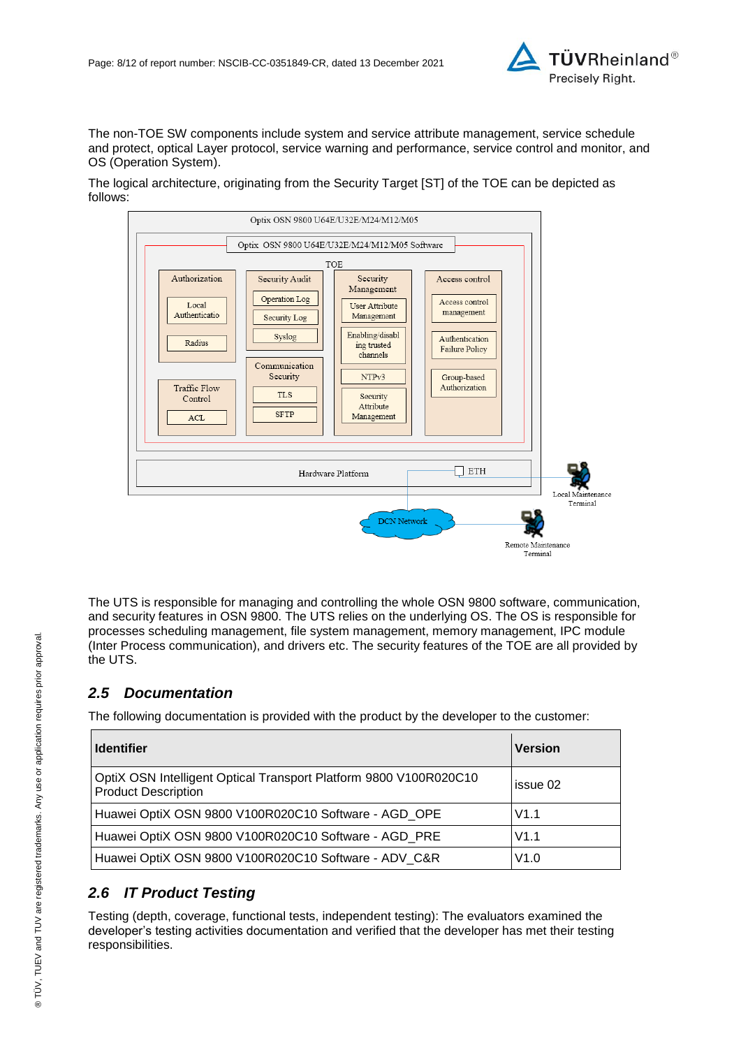The non-TOE SW components include system and service attribute management, service schedule and protect, optical Layer protocol, service warning and performance, service control and monitor, and OS (Operation System).

The logical architecture, originating from the Security Target [ST] of the TOE can be depicted as follows:

The UTS is responsible for managing and controlling the whole OSN 9800 software, communication, and security features in OSN 9800. The UTS relies on the underlying OS. The OS is responsible for processes scheduling management, file system management, memory management, IPC module (Inter Process communication), and drivers etc. The security features of the TOE are all provided by the UTS.

## 2.5 Documentation

The following documentation is provided with the product by the developer to the customer:

| Identifier | Version |
|---|---|
| OptiX OSN Intelligent Optical Transport Platform 9800 V100R020C10 Product Description | issue 02 |
| Huawei OptiX OSN 9800 V100R020C10 Software - AGD_OPE | V1.1 |
| Huawei OptiX OSN 9800 V100R020C10 Software - AGD_PRE | V1.1 |
| Huawei OptiX OSN 9800 V100R020C10 Software - ADV_C&R | V1.0 |

## 2.6 IT Product Testing

Testing (depth, coverage, functional tests, independent testing): The evaluators examined the developer's testing activities documentation and verified that the developer has met their testing responsibilities.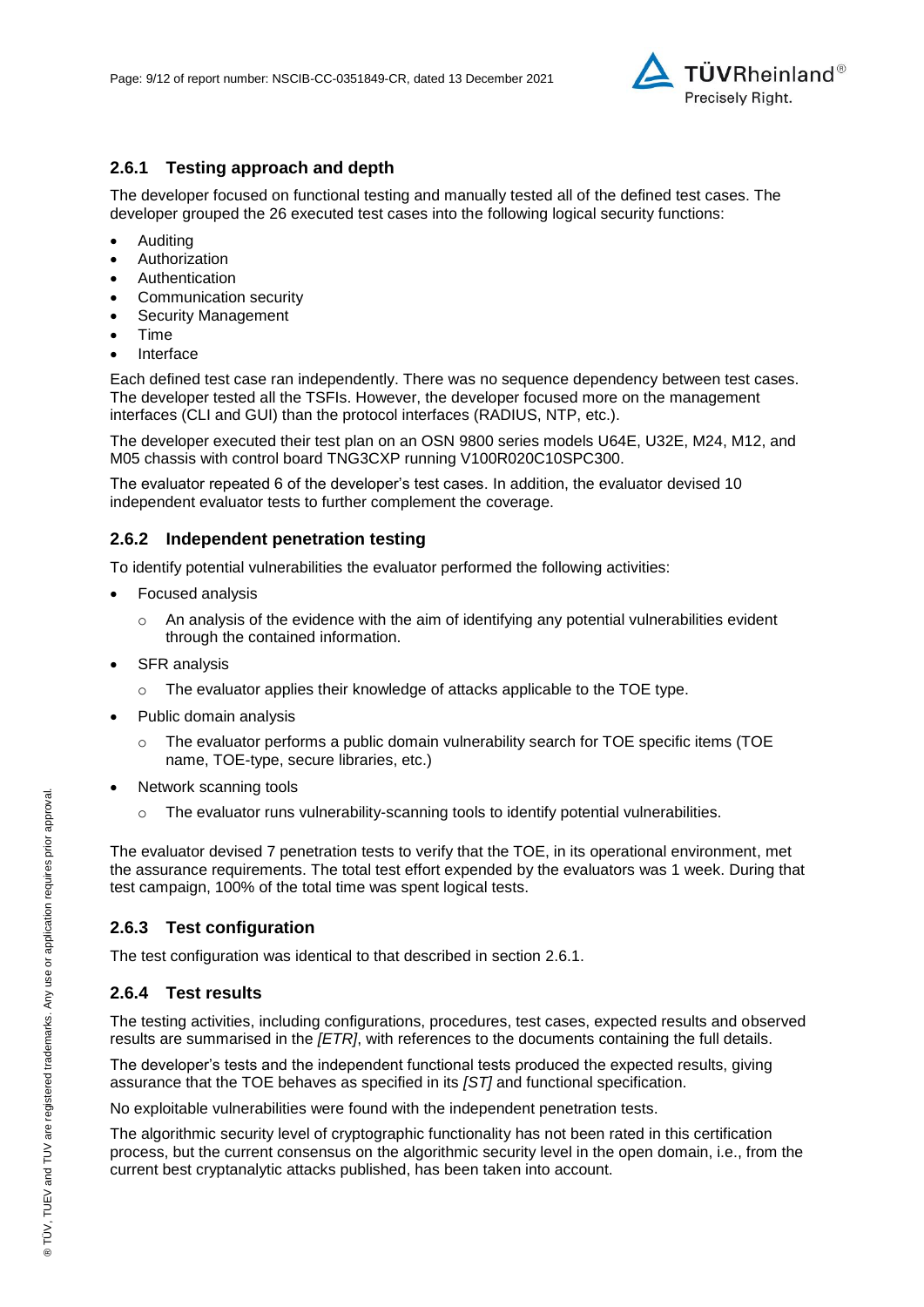### 2.6.1 Testing approach and depth

The developer focused on functional testing and manually tested all of the defined test cases. The developer grouped the 26 executed test cases into the following logical security functions:

- Auditing
- Authorization
- Authentication
- Communication security
- Security Management
- Time
- Interface

Each defined test case ran independently. There was no sequence dependency between test cases. The developer tested all the TSFIs. However, the developer focused more on the management interfaces (CLI and GUI) than the protocol interfaces (RADIUS, NTP, etc.).

The developer executed their test plan on an OSN 9800 series models U64E, U32E, M24, M12, and M05 chassis with control board TNG3CXP running V100R020C10SPC300.

The evaluator repeated 6 of the developer's test cases. In addition, the evaluator devised 10 independent evaluator tests to further complement the coverage.

### 2.6.2 Independent penetration testing

To identify potential vulnerabilities the evaluator performed the following activities:

- Focused analysis
  - An analysis of the evidence with the aim of identifying any potential vulnerabilities evident through the contained information.
- SFR analysis
  - The evaluator applies their knowledge of attacks applicable to the TOE type.
- Public domain analysis
  - The evaluator performs a public domain vulnerability search for TOE specific items (TOE name, TOE-type, secure libraries, etc.)
- Network scanning tools
  - The evaluator runs vulnerability-scanning tools to identify potential vulnerabilities.

The evaluator devised 7 penetration tests to verify that the TOE, in its operational environment, met the assurance requirements. The total test effort expended by the evaluators was 1 week. During that test campaign, 100% of the total time was spent logical tests.

### 2.6.3 Test configuration

The test configuration was identical to that described in section 2.6.1.

### 2.6.4 Test results

The testing activities, including configurations, procedures, test cases, expected results and observed results are summarised in the *[ETR]*, with references to the documents containing the full details.

The developer's tests and the independent functional tests produced the expected results, giving assurance that the TOE behaves as specified in its *[ST]* and functional specification.

No exploitable vulnerabilities were found with the independent penetration tests.

The algorithmic security level of cryptographic functionality has not been rated in this certification process, but the current consensus on the algorithmic security level in the open domain, i.e., from the current best cryptanalytic attacks published, has been taken into account.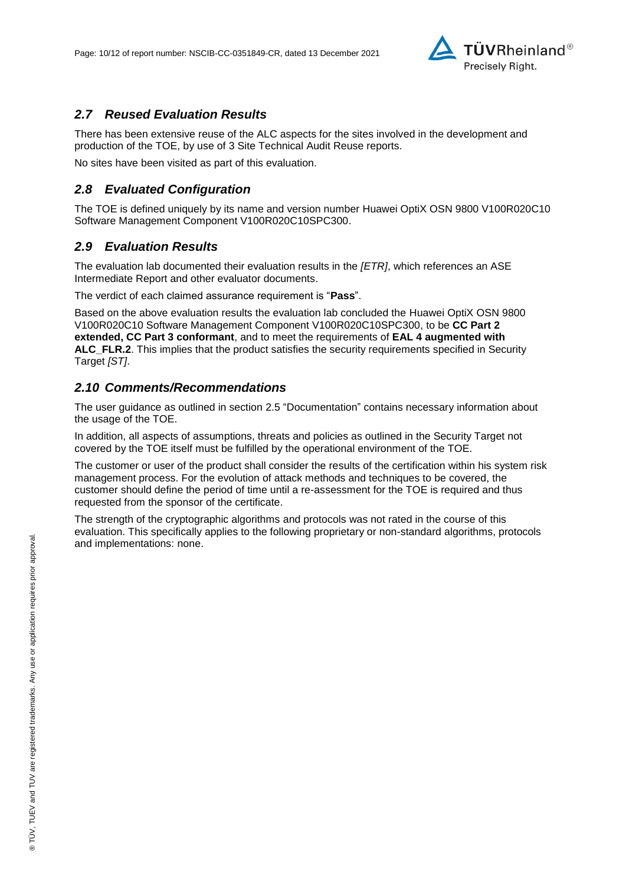## *2.7 Reused Evaluation Results*

There has been extensive reuse of the ALC aspects for the sites involved in the development and production of the TOE, by use of 3 Site Technical Audit Reuse reports.

No sites have been visited as part of this evaluation.

## *2.8 Evaluated Configuration*

The TOE is defined uniquely by its name and version number Huawei OptiX OSN 9800 V100R020C10 Software Management Component V100R020C10SPC300.

## *2.9 Evaluation Results*

The evaluation lab documented their evaluation results in the *[ETR]*, which references an ASE Intermediate Report and other evaluator documents.

The verdict of each claimed assurance requirement is "**Pass**".

Based on the above evaluation results the evaluation lab concluded the Huawei OptiX OSN 9800 V100R020C10 Software Management Component V100R020C10SPC300, to be **CC Part 2 extended, CC Part 3 conformant**, and to meet the requirements of **EAL 4 augmented with ALC_FLR.2**. This implies that the product satisfies the security requirements specified in Security Target *[ST]*.

## *2.10 Comments/Recommendations*

The user guidance as outlined in section 2.5 "Documentation" contains necessary information about the usage of the TOE.

In addition, all aspects of assumptions, threats and policies as outlined in the Security Target not covered by the TOE itself must be fulfilled by the operational environment of the TOE.

The customer or user of the product shall consider the results of the certification within his system risk management process. For the evolution of attack methods and techniques to be covered, the customer should define the period of time until a re-assessment for the TOE is required and thus requested from the sponsor of the certificate.

The strength of the cryptographic algorithms and protocols was not rated in the course of this evaluation. This specifically applies to the following proprietary or non-standard algorithms, protocols and implementations: none.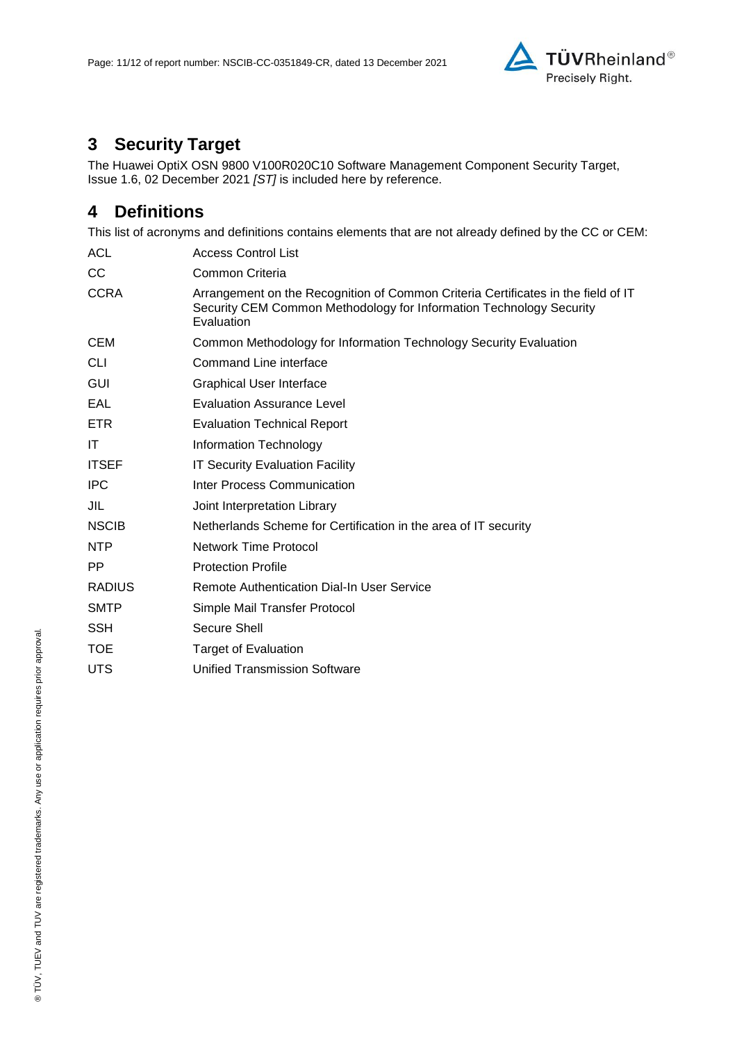# 3 Security Target

The Huawei OptiX OSN 9800 V100R020C10 Software Management Component Security Target, Issue 1.6, 02 December 2021 *[ST]* is included here by reference.

# 4 Definitions

This list of acronyms and definitions contains elements that are not already defined by the CC or CEM:

| | |
|---|---|
| ACL | Access Control List |
| CC | Common Criteria |
| CCRA | Arrangement on the Recognition of Common Criteria Certificates in the field of IT Security CEM Common Methodology for Information Technology Security Evaluation |
| CEM | Common Methodology for Information Technology Security Evaluation |
| CLI | Command Line interface |
| GUI | Graphical User Interface |
| EAL | Evaluation Assurance Level |
| ETR | Evaluation Technical Report |
| IT | Information Technology |
| ITSEF | IT Security Evaluation Facility |
| IPC | Inter Process Communication |
| JIL | Joint Interpretation Library |
| NSCIB | Netherlands Scheme for Certification in the area of IT security |
| NTP | Network Time Protocol |
| PP | Protection Profile |
| RADIUS | Remote Authentication Dial-In User Service |
| SMTP | Simple Mail Transfer Protocol |
| SSH | Secure Shell |
| TOE | Target of Evaluation |
| UTS | Unified Transmission Software |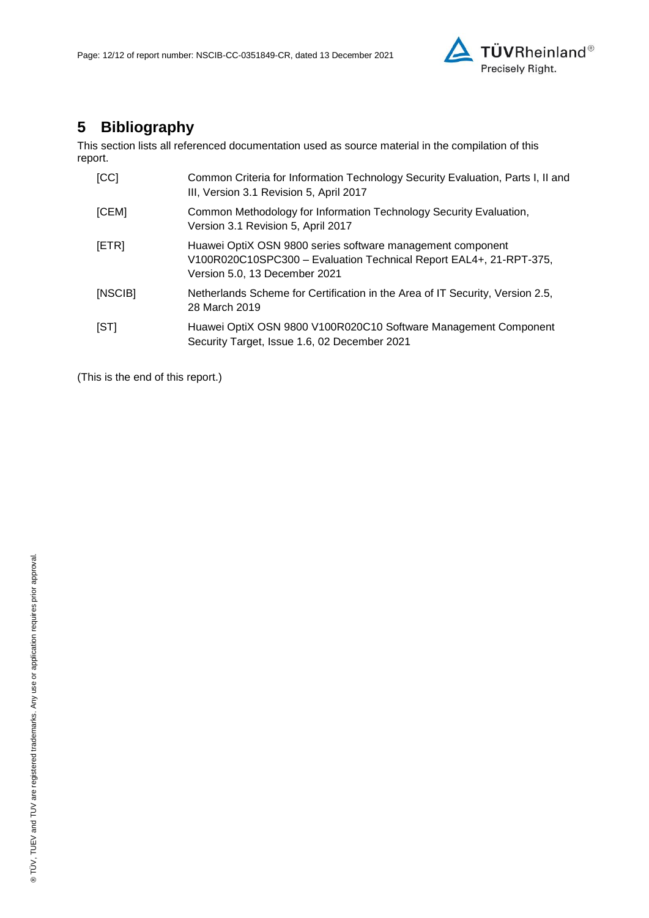# 5 Bibliography

This section lists all referenced documentation used as source material in the compilation of this report.

| | |
|---|---|
| [CC] | Common Criteria for Information Technology Security Evaluation, Parts I, II and III, Version 3.1 Revision 5, April 2017 |
| [CEM] | Common Methodology for Information Technology Security Evaluation, Version 3.1 Revision 5, April 2017 |
| [ETR] | Huawei OptiX OSN 9800 series software management component V100R020C10SPC300 – Evaluation Technical Report EAL4+, 21-RPT-375, Version 5.0, 13 December 2021 |
| [NSCIB] | Netherlands Scheme for Certification in the Area of IT Security, Version 2.5, 28 March 2019 |
| [ST] | Huawei OptiX OSN 9800 V100R020C10 Software Management Component Security Target, Issue 1.6, 02 December 2021 |

(This is the end of this report.)